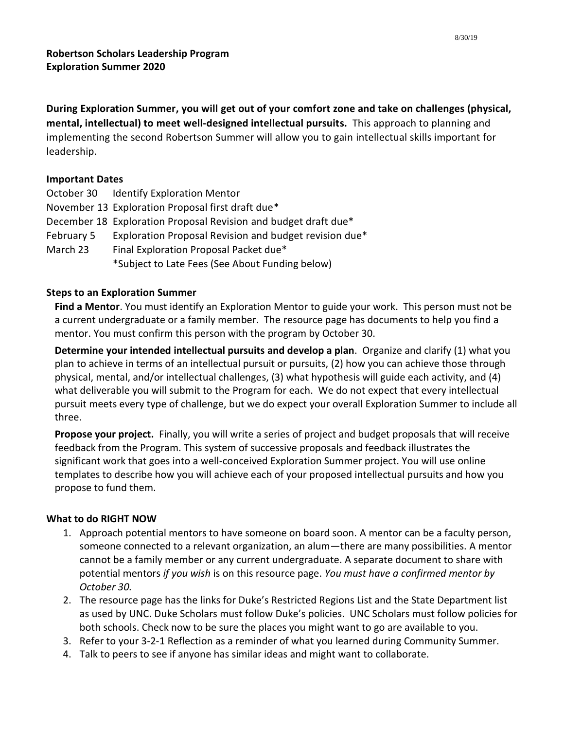8/30/19

**Robertson Scholars Leadership Program**
**Exploration Summer 2020**

**During Exploration Summer, you will get out of your comfort zone and take on challenges (physical, mental, intellectual) to meet well-designed intellectual pursuits.** This approach to planning and implementing the second Robertson Summer will allow you to gain intellectual skills important for leadership.

### Important Dates

| | |
|---|---|
| October 30 | Identify Exploration Mentor |
| November 13 | Exploration Proposal first draft due* |
| December 18 | Exploration Proposal Revision and budget draft due* |
| February 5 | Exploration Proposal Revision and budget revision due* |
| March 23 | Final Exploration Proposal Packet due* |

*Subject to Late Fees (See About Funding below)

### Steps to an Exploration Summer

**Find a Mentor**. You must identify an Exploration Mentor to guide your work. This person must not be a current undergraduate or a family member. The resource page has documents to help you find a mentor. You must confirm this person with the program by October 30.

**Determine your intended intellectual pursuits and develop a plan**. Organize and clarify (1) what you plan to achieve in terms of an intellectual pursuit or pursuits, (2) how you can achieve those through physical, mental, and/or intellectual challenges, (3) what hypothesis will guide each activity, and (4) what deliverable you will submit to the Program for each. We do not expect that every intellectual pursuit meets every type of challenge, but we do expect your overall Exploration Summer to include all three.

**Propose your project.** Finally, you will write a series of project and budget proposals that will receive feedback from the Program. This system of successive proposals and feedback illustrates the significant work that goes into a well-conceived Exploration Summer project. You will use online templates to describe how you will achieve each of your proposed intellectual pursuits and how you propose to fund them.

### What to do RIGHT NOW

1. Approach potential mentors to have someone on board soon. A mentor can be a faculty person, someone connected to a relevant organization, an alum—there are many possibilities. A mentor cannot be a family member or any current undergraduate. A separate document to share with potential mentors *if you wish* is on this resource page. *You must have a confirmed mentor by October 30.*
2. The resource page has the links for Duke's Restricted Regions List and the State Department list as used by UNC. Duke Scholars must follow Duke's policies. UNC Scholars must follow policies for both schools. Check now to be sure the places you might want to go are available to you.
3. Refer to your 3-2-1 Reflection as a reminder of what you learned during Community Summer.
4. Talk to peers to see if anyone has similar ideas and might want to collaborate.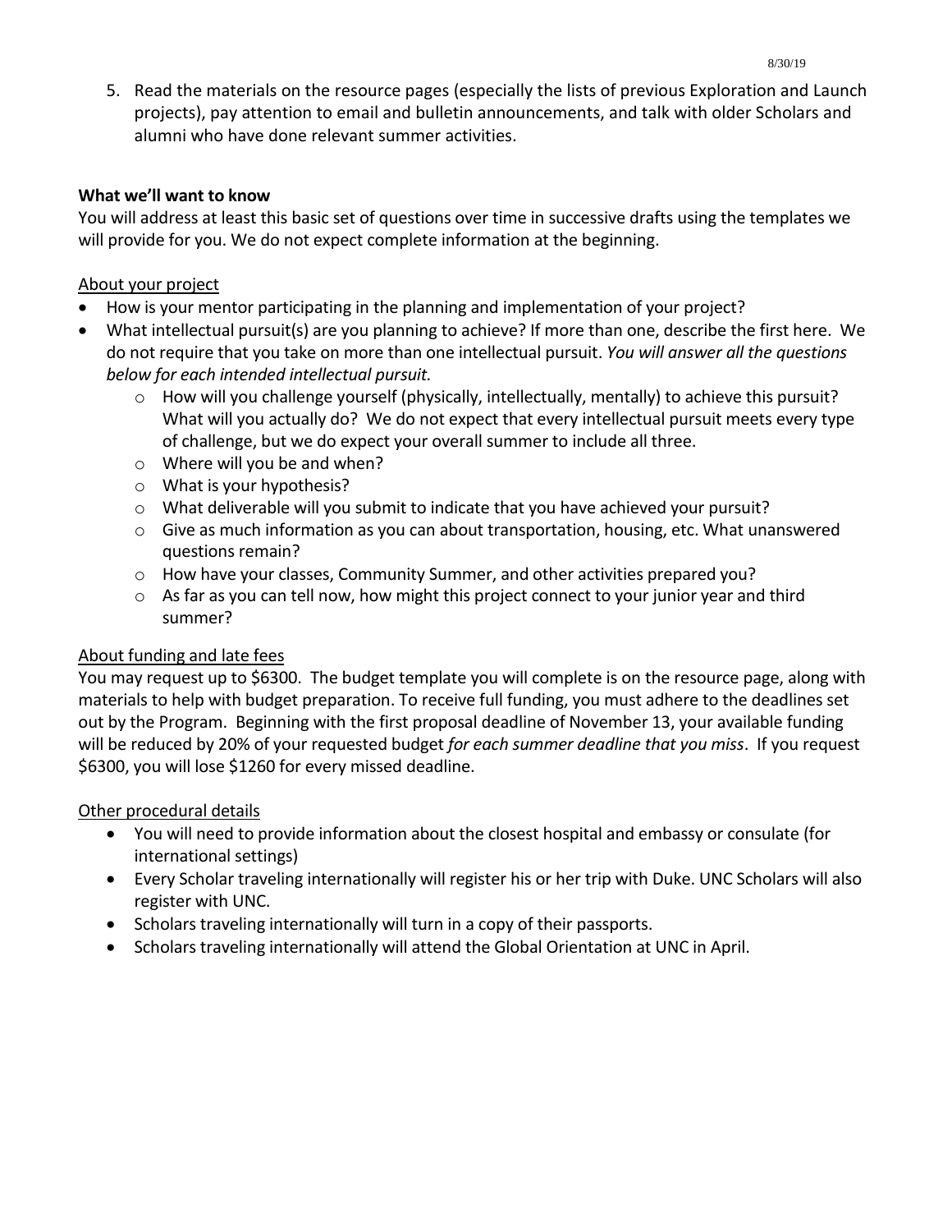5. Read the materials on the resource pages (especially the lists of previous Exploration and Launch projects), pay attention to email and bulletin announcements, and talk with older Scholars and alumni who have done relevant summer activities.

**What we'll want to know**

You will address at least this basic set of questions over time in successive drafts using the templates we will provide for you. We do not expect complete information at the beginning.

<u>About your project</u>

- How is your mentor participating in the planning and implementation of your project?
- What intellectual pursuit(s) are you planning to achieve? If more than one, describe the first here. We do not require that you take on more than one intellectual pursuit. *You will answer all the questions below for each intended intellectual pursuit.*
    - How will you challenge yourself (physically, intellectually, mentally) to achieve this pursuit? What will you actually do? We do not expect that every intellectual pursuit meets every type of challenge, but we do expect your overall summer to include all three.
    - Where will you be and when?
    - What is your hypothesis?
    - What deliverable will you submit to indicate that you have achieved your pursuit?
    - Give as much information as you can about transportation, housing, etc. What unanswered questions remain?
    - How have your classes, Community Summer, and other activities prepared you?
    - As far as you can tell now, how might this project connect to your junior year and third summer?

<u>About funding and late fees</u>

You may request up to $6300. The budget template you will complete is on the resource page, along with materials to help with budget preparation. To receive full funding, you must adhere to the deadlines set out by the Program. Beginning with the first proposal deadline of November 13, your available funding will be reduced by 20% of your requested budget *for each summer deadline that you miss*. If you request $6300, you will lose $1260 for every missed deadline.

<u>Other procedural details</u>

- You will need to provide information about the closest hospital and embassy or consulate (for international settings)
- Every Scholar traveling internationally will register his or her trip with Duke. UNC Scholars will also register with UNC.
- Scholars traveling internationally will turn in a copy of their passports.
- Scholars traveling internationally will attend the Global Orientation at UNC in April.